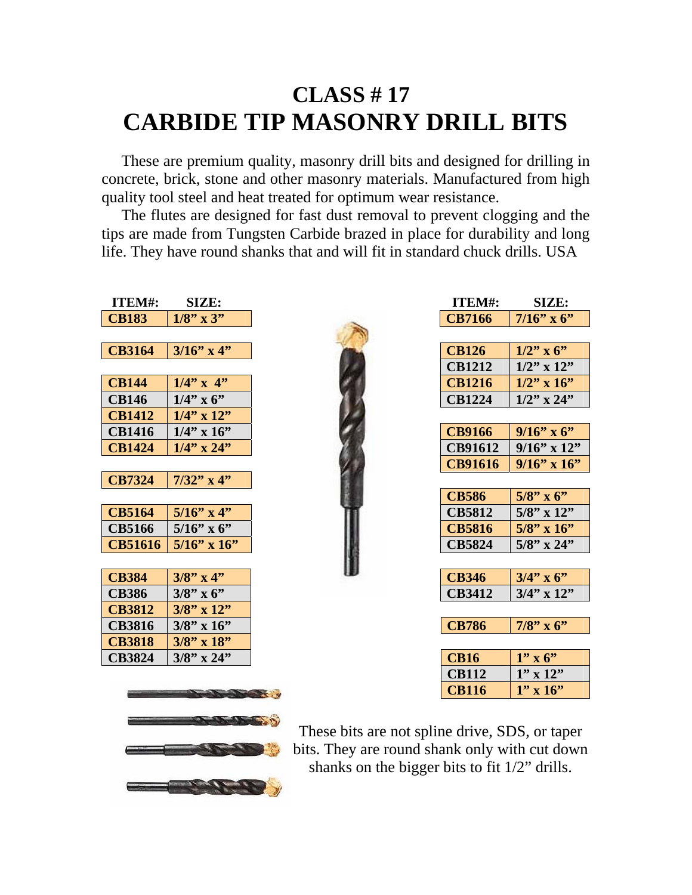# CLASS # 17
# CARBIDE TIP MASONRY DRILL BITS

These are premium quality, masonry drill bits and designed for drilling in concrete, brick, stone and other masonry materials. Manufactured from high quality tool steel and heat treated for optimum wear resistance.

The flutes are designed for fast dust removal to prevent clogging and the tips are made from Tungsten Carbide brazed in place for durability and long life. They have round shanks that and will fit in standard chuck drills. USA

| ITEM#: | SIZE: |
|---|---|
| CB183 | 1/8" x 3" |
| CB3164 | 3/16" x 4" |
| CB144 | 1/4" x 4" |
| CB146 | 1/4" x 6" |
| CB1412 | 1/4" x 12" |
| CB1416 | 1/4" x 16" |
| CB1424 | 1/4" x 24" |
| CB7324 | 7/32" x 4" |
| CB5164 | 5/16" x 4" |
| CB5166 | 5/16" x 6" |
| CB51616 | 5/16" x 16" |
| CB384 | 3/8" x 4" |
| CB386 | 3/8" x 6" |
| CB3812 | 3/8" x 12" |
| CB3816 | 3/8" x 16" |
| CB3818 | 3/8" x 18" |
| CB3824 | 3/8" x 24" |

| ITEM#: | SIZE: |
|---|---|
| CB7166 | 7/16" x 6" |
| CB126 | 1/2" x 6" |
| CB1212 | 1/2" x 12" |
| CB1216 | 1/2" x 16" |
| CB1224 | 1/2" x 24" |
| CB9166 | 9/16" x 6" |
| CB91612 | 9/16" x 12" |
| CB91616 | 9/16" x 16" |
| CB586 | 5/8" x 6" |
| CB5812 | 5/8" x 12" |
| CB5816 | 5/8" x 16" |
| CB5824 | 5/8" x 24" |
| CB346 | 3/4" x 6" |
| CB3412 | 3/4" x 12" |
| CB786 | 7/8" x 6" |
| CB16 | 1" x 6" |
| CB112 | 1" x 12" |
| CB116 | 1" x 16" |

These bits are not spline drive, SDS, or taper bits. They are round shank only with cut down shanks on the bigger bits to fit 1/2" drills.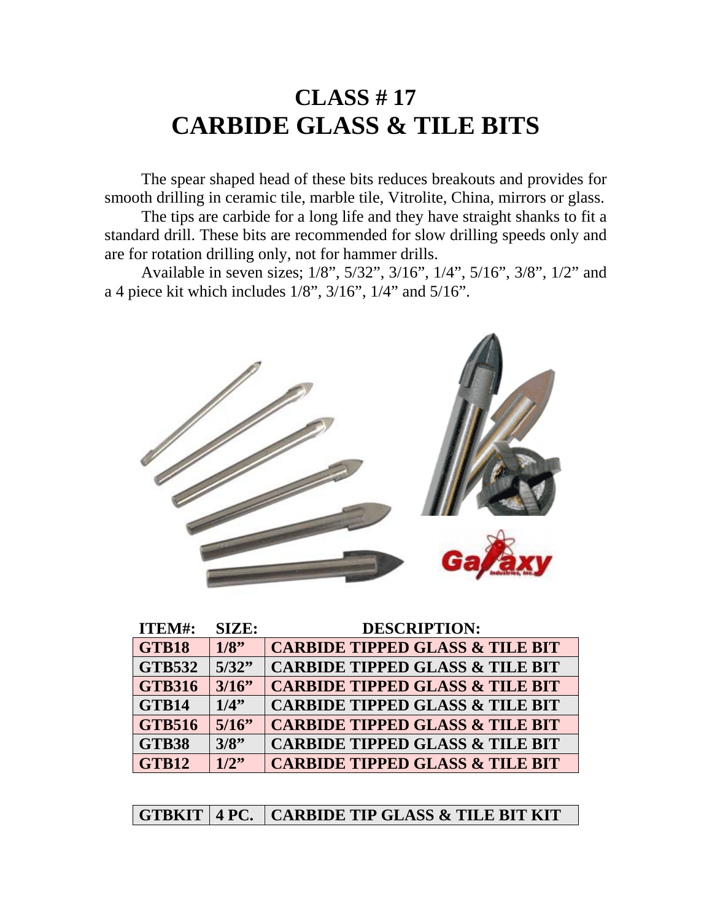# CLASS # 17
# CARBIDE GLASS & TILE BITS

The spear shaped head of these bits reduces breakouts and provides for smooth drilling in ceramic tile, marble tile, Vitrolite, China, mirrors or glass.

The tips are carbide for a long life and they have straight shanks to fit a standard drill. These bits are recommended for slow drilling speeds only and are for rotation drilling only, not for hammer drills.

Available in seven sizes; 1/8", 5/32", 3/16", 1/4", 5/16", 3/8", 1/2" and a 4 piece kit which includes 1/8", 3/16", 1/4" and 5/16".

| ITEM#: | SIZE: | DESCRIPTION: |
|---|---|---|
| GTB18 | 1/8" | CARBIDE TIPPED GLASS & TILE BIT |
| GTB532 | 5/32" | CARBIDE TIPPED GLASS & TILE BIT |
| GTB316 | 3/16" | CARBIDE TIPPED GLASS & TILE BIT |
| GTB14 | 1/4" | CARBIDE TIPPED GLASS & TILE BIT |
| GTB516 | 5/16" | CARBIDE TIPPED GLASS & TILE BIT |
| GTB38 | 3/8" | CARBIDE TIPPED GLASS & TILE BIT |
| GTB12 | 1/2" | CARBIDE TIPPED GLASS & TILE BIT |

| GTBKIT | 4 PC. | CARBIDE TIP GLASS & TILE BIT KIT |
|---|---|---|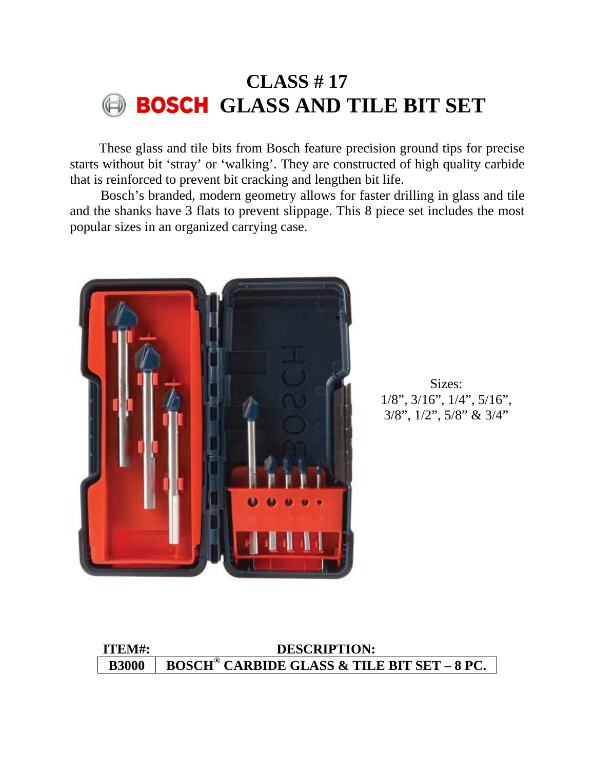# CLASS # 17

# BOSCH GLASS AND TILE BIT SET

These glass and tile bits from Bosch feature precision ground tips for precise starts without bit 'stray' or 'walking'. They are constructed of high quality carbide that is reinforced to prevent bit cracking and lengthen bit life.

Bosch's branded, modern geometry allows for faster drilling in glass and tile and the shanks have 3 flats to prevent slippage. This 8 piece set includes the most popular sizes in an organized carrying case.

Sizes:
1/8", 3/16", 1/4", 5/16",
3/8", 1/2", 5/8" & 3/4"

| ITEM#: | DESCRIPTION: |
|---|---|
| **B3000** | **BOSCH® CARBIDE GLASS & TILE BIT SET – 8 PC.** |